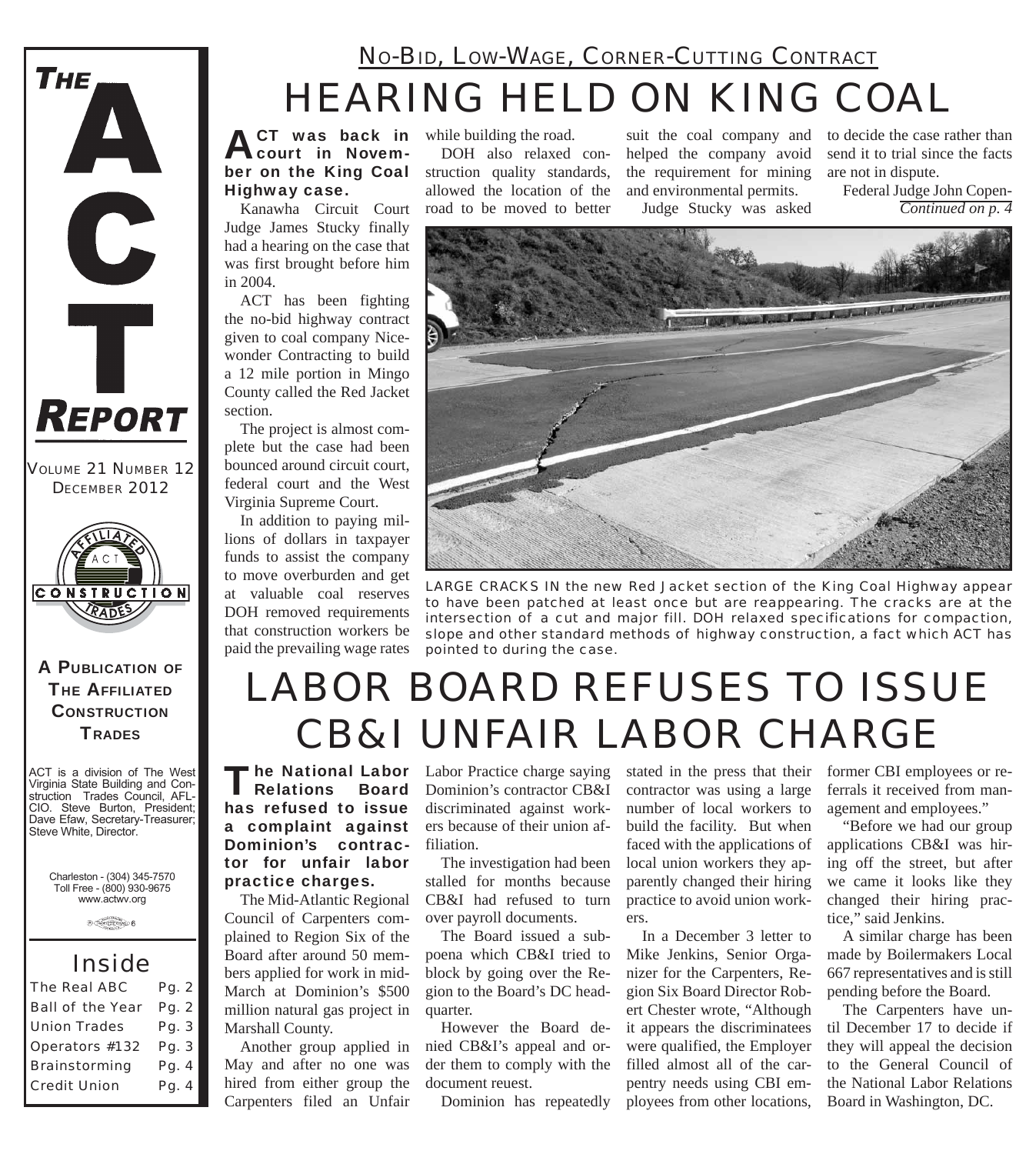# THE ACT REPORT

VOLUME 21 NUMBER 12
DECEMBER 2012

**A PUBLICATION OF THE AFFILIATED CONSTRUCTION TRADES**

ACT is a division of The West Virginia State Building and Construction Trades Council, AFL-CIO. Steve Burton, President; Dave Efaw, Secretary-Treasurer; Steve White, Director.

Charleston - (304) 345-7570
Toll Free - (800) 930-9675
www.actwv.org

## Inside

| | |
|---|---|
| The Real ABC | Pg. 2 |
| Ball of the Year | Pg. 2 |
| Union Trades | Pg. 3 |
| Operators #132 | Pg. 3 |
| Brainstorming | Pg. 4 |
| Credit Union | Pg. 4 |

## NO-BID, LOW-WAGE, CORNER-CUTTING CONTRACT

# HEARING HELD ON KING COAL

**ACT was back in court in November on the King Coal Highway case.**

Kanawha Circuit Court Judge James Stucky finally had a hearing on the case that was first brought before him in 2004.

ACT has been fighting the no-bid highway contract given to coal company Nicewonder Contracting to build a 12 mile portion in Mingo County called the Red Jacket section.

The project is almost complete but the case had been bounced around circuit court, federal court and the West Virginia Supreme Court.

In addition to paying millions of dollars in taxpayer funds to assist the company to move overburden and get at valuable coal reserves DOH removed requirements that construction workers be paid the prevailing wage rates while building the road.

DOH also relaxed construction quality standards, allowed the location of the road to be moved to better suit the coal company and helped the company avoid the requirement for mining and environmental permits.

Judge Stucky was asked to decide the case rather than send it to trial since the facts are not in dispute.

Federal Judge John Copen-

*Continued on p. 4*

LARGE CRACKS IN the new Red Jacket section of the King Coal Highway appear to have been patched at least once but are reappearing. The cracks are at the intersection of a cut and major fill. DOH relaxed specifications for compaction, slope and other standard methods of highway construction, a fact which ACT has pointed to during the case.

# LABOR BOARD REFUSES TO ISSUE CB&I UNFAIR LABOR CHARGE

**The National Labor Relations Board has refused to issue a complaint against Dominion's contractor for unfair labor practice charges.**

The Mid-Atlantic Regional Council of Carpenters complained to Region Six of the Board after around 50 members applied for work in mid-March at Dominion's $500 million natural gas project in Marshall County.

Another group applied in May and after no one was hired from either group the Carpenters filed an Unfair Labor Practice charge saying Dominion's contractor CB&I discriminated against workers because of their union affiliation.

The investigation had been stalled for months because CB&I had refused to turn over payroll documents.

The Board issued a subpoena which CB&I tried to block by going over the Region to the Board's DC headquarter.

However the Board denied CB&I's appeal and order them to comply with the document reuest.

Dominion has repeatedly stated in the press that their contractor was using a large number of local workers to build the facility. But when faced with the applications of local union workers they apparently changed their hiring practice to avoid union workers.

In a December 3 letter to Mike Jenkins, Senior Organizer for the Carpenters, Region Six Board Director Robert Chester wrote, "Although it appears the discriminatees were qualified, the Employer filled almost all of the carpentry needs using CBI employees from other locations, former CBI employees or referrals it received from management and employees."

"Before we had our group applications CB&I was hiring off the street, but after we came it looks like they changed their hiring practice," said Jenkins.

A similar charge has been made by Boilermakers Local 667 representatives and is still pending before the Board.

The Carpenters have until December 17 to decide if they will appeal the decision to the General Council of the National Labor Relations Board in Washington, DC.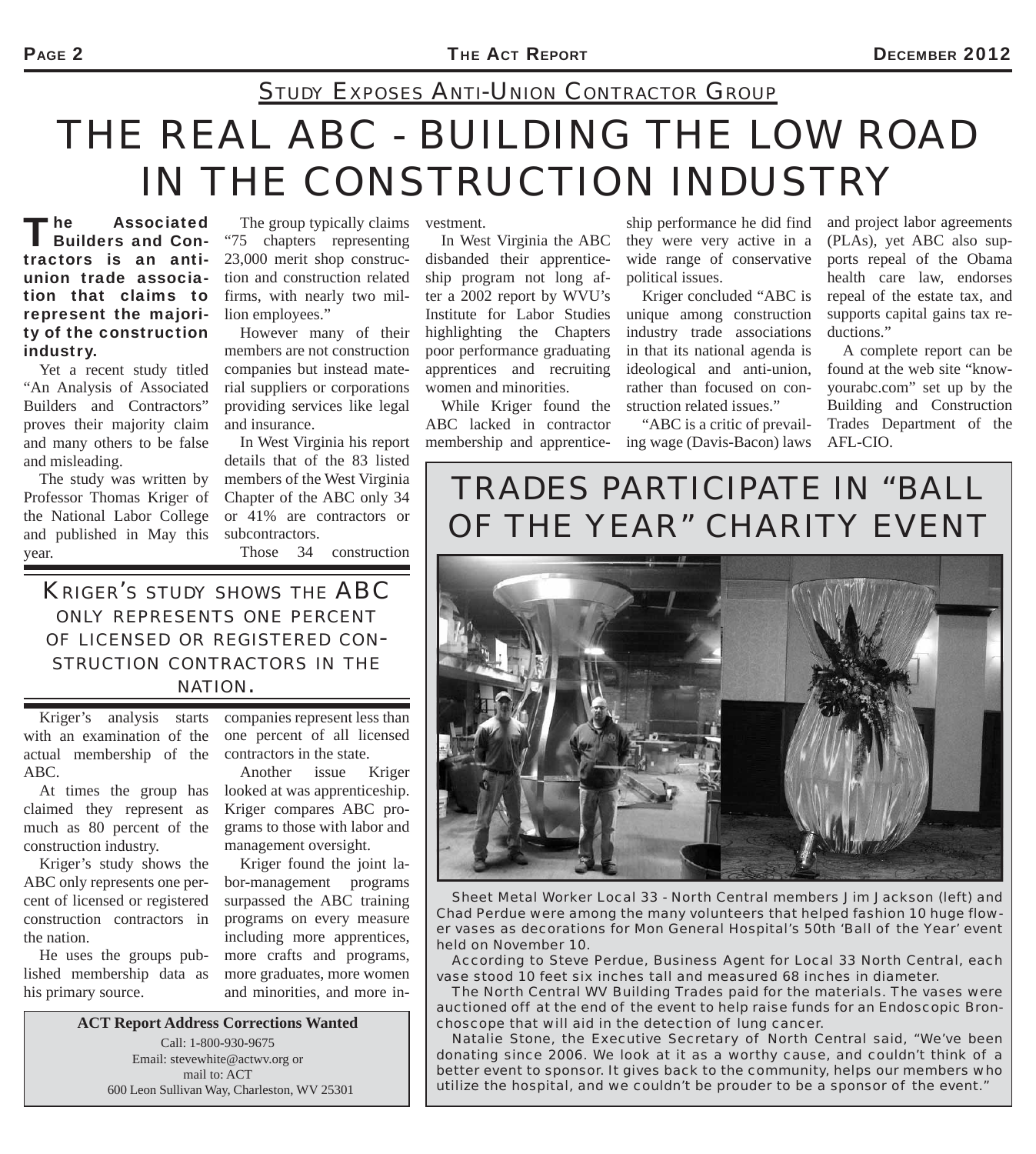## Study Exposes Anti-Union Contractor Group

# THE REAL ABC - BUILDING THE LOW ROAD IN THE CONSTRUCTION INDUSTRY

**The Associated Builders and Contractors is an anti-union trade association that claims to represent the majority of the construction industry.**

Yet a recent study titled "An Analysis of Associated Builders and Contractors" proves their majority claim and many others to be false and misleading.

The study was written by Professor Thomas Kriger of the National Labor College and published in May this year.

### Kriger's study shows the ABC only represents one percent of licensed or registered construction contractors in the nation.

Kriger's analysis starts with an examination of the actual membership of the ABC.

At times the group has claimed they represent as much as 80 percent of the construction industry.

Kriger's study shows the ABC only represents one percent of licensed or registered construction contractors in the nation.

He uses the groups published membership data as his primary source.

The group typically claims "75 chapters representing 23,000 merit shop construction and construction related firms, with nearly two million employees."

However many of their members are not construction companies but instead material suppliers or corporations providing services like legal and insurance.

In West Virginia his report details that of the 83 listed members of the West Virginia Chapter of the ABC only 34 or 41% are contractors or subcontractors.

Those 34 construction companies represent less than one percent of all licensed contractors in the state.

Another issue Kriger looked at was apprenticeship. Kriger compares ABC programs to those with labor and management oversight.

Kriger found the joint labor-management programs surpassed the ABC training programs on every measure including more apprentices, more crafts and programs, more graduates, more women and minorities, and more investment.

In West Virginia the ABC disbanded their apprenticeship program not long after a 2002 report by WVU's Institute for Labor Studies highlighting the Chapters poor performance graduating apprentices and recruiting women and minorities.

While Kriger found the ABC lacked in contractor membership and apprenticeship performance he did find they were very active in a wide range of conservative political issues.

Kriger concluded "ABC is unique among construction industry trade associations in that its national agenda is ideological and anti-union, rather than focused on construction related issues."

"ABC is a critic of prevailing wage (Davis-Bacon) laws and project labor agreements (PLAs), yet ABC also supports repeal of the Obama health care law, endorses repeal of the estate tax, and supports capital gains tax reductions."

A complete report can be found at the web site "knowyourabc.com" set up by the Building and Construction Trades Department of the AFL-CIO.

**ACT Report Address Corrections Wanted**

Call: 1-800-930-9675
Email: stevewhite@actwv.org or
mail to: ACT
600 Leon Sullivan Way, Charleston, WV 25301

# TRADES PARTICIPATE IN "BALL OF THE YEAR" CHARITY EVENT

Sheet Metal Worker Local 33 - North Central members Jim Jackson (left) and Chad Perdue were among the many volunteers that helped fashion 10 huge flower vases as decorations for Mon General Hospital's 50th 'Ball of the Year' event held on November 10.

According to Steve Perdue, Business Agent for Local 33 North Central, each vase stood 10 feet six inches tall and measured 68 inches in diameter.

The North Central WV Building Trades paid for the materials. The vases were auctioned off at the end of the event to help raise funds for an Endoscopic Bronchoscope that will aid in the detection of lung cancer.

Natalie Stone, the Executive Secretary of North Central said, "We've been donating since 2006. We look at it as a worthy cause, and couldn't think of a better event to sponsor. It gives back to the community, helps our members who utilize the hospital, and we couldn't be prouder to be a sponsor of the event."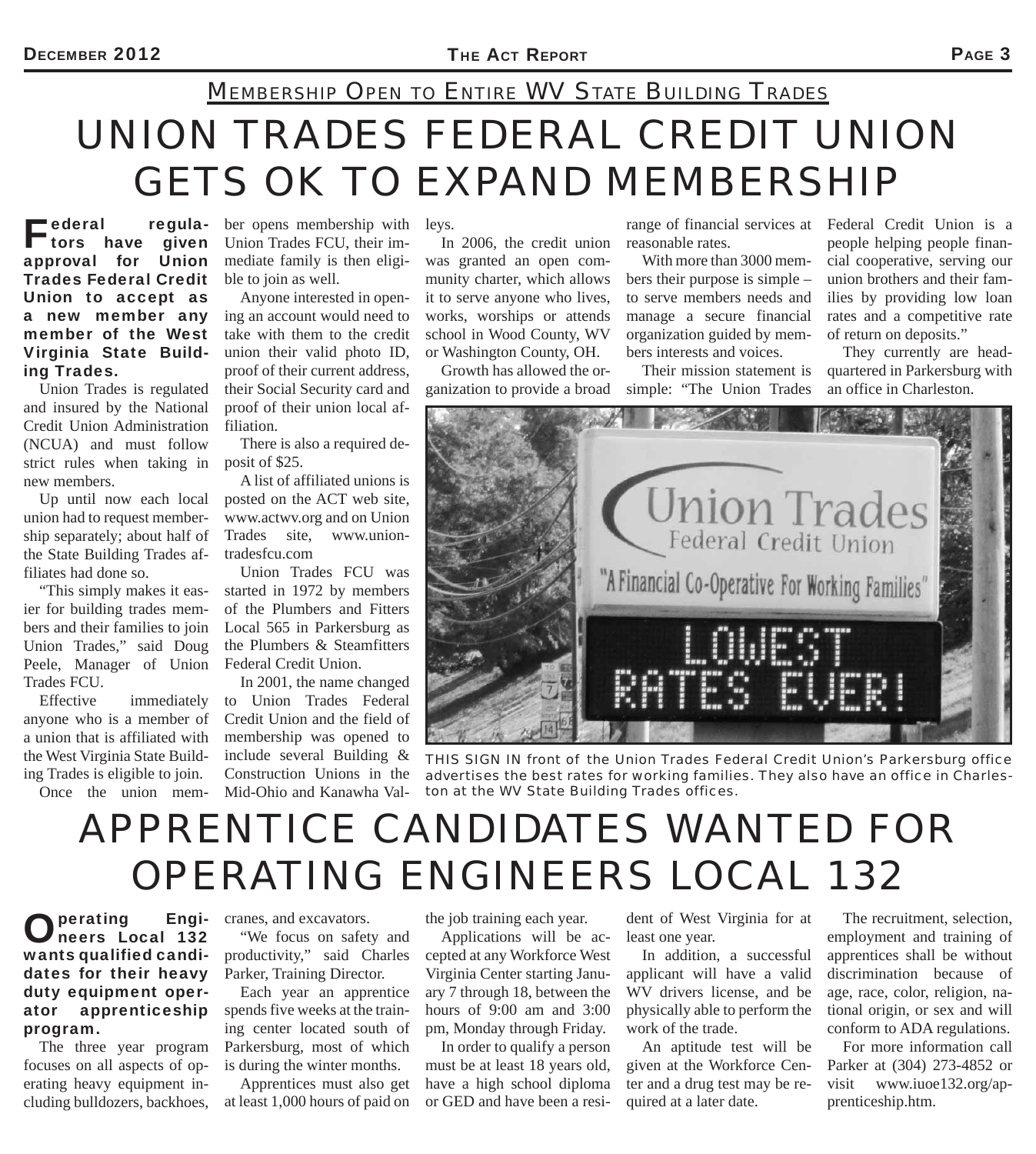## Membership Open to Entire WV State Building Trades

# UNION TRADES FEDERAL CREDIT UNION GETS OK TO EXPAND MEMBERSHIP

**Federal regulators have given approval for Union Trades Federal Credit Union to accept as a new member any member of the West Virginia State Building Trades.**

Union Trades is regulated and insured by the National Credit Union Administration (NCUA) and must follow strict rules when taking in new members.

Up until now each local union had to request membership separately; about half of the State Building Trades affiliates had done so.

"This simply makes it easier for building trades members and their families to join Union Trades," said Doug Peele, Manager of Union Trades FCU.

Effective immediately anyone who is a member of a union that is affiliated with the West Virginia State Building Trades is eligible to join.

Once the union member opens membership with Union Trades FCU, their immediate family is then eligible to join as well.

Anyone interested in opening an account would need to take with them to the credit union their valid photo ID, proof of their current address, their Social Security card and proof of their union local affiliation.

There is also a required deposit of $25.

A list of affiliated unions is posted on the ACT web site, www.actwv.org and on Union Trades site, www.uniontradesfcu.com

Union Trades FCU was started in 1972 by members of the Plumbers and Fitters Local 565 in Parkersburg as the Plumbers & Steamfitters Federal Credit Union.

In 2001, the name changed to Union Trades Federal Credit Union and the field of membership was opened to include several Building & Construction Unions in the Mid-Ohio and Kanawha Valleys.

In 2006, the credit union was granted an open community charter, which allows it to serve anyone who lives, works, worships or attends school in Wood County, WV or Washington County, OH.

Growth has allowed the organization to provide a broad range of financial services at reasonable rates.

With more than 3000 members their purpose is simple – to serve members needs and manage a secure financial organization guided by members interests and voices.

Their mission statement is simple: "The Union Trades Federal Credit Union is a people helping people financial cooperative, serving our union brothers and their families by providing low loan rates and a competitive rate of return on deposits."

They currently are headquartered in Parkersburg with an office in Charleston.

THIS SIGN IN front of the Union Trades Federal Credit Union's Parkersburg office advertises the best rates for working families. They also have an office in Charleston at the WV State Building Trades offices.

# APPRENTICE CANDIDATES WANTED FOR OPERATING ENGINEERS LOCAL 132

**Operating Engineers Local 132 wants qualified candidates for their heavy duty equipment operator apprenticeship program.**

The three year program focuses on all aspects of operating heavy equipment including bulldozers, backhoes, cranes, and excavators.

"We focus on safety and productivity," said Charles Parker, Training Director.

Each year an apprentice spends five weeks at the training center located south of Parkersburg, most of which is during the winter months.

Apprentices must also get at least 1,000 hours of paid on the job training each year.

Applications will be accepted at any Workforce West Virginia Center starting January 7 through 18, between the hours of 9:00 am and 3:00 pm, Monday through Friday.

In order to qualify a person must be at least 18 years old, have a high school diploma or GED and have been a resident of West Virginia for at least one year.

In addition, a successful applicant will have a valid WV drivers license, and be physically able to perform the work of the trade.

An aptitude test will be given at the Workforce Center and a drug test may be required at a later date.

The recruitment, selection, employment and training of apprentices shall be without discrimination because of age, race, color, religion, national origin, or sex and will conform to ADA regulations.

For more information call Parker at (304) 273-4852 or visit www.iuoe132.org/apprenticeship.htm.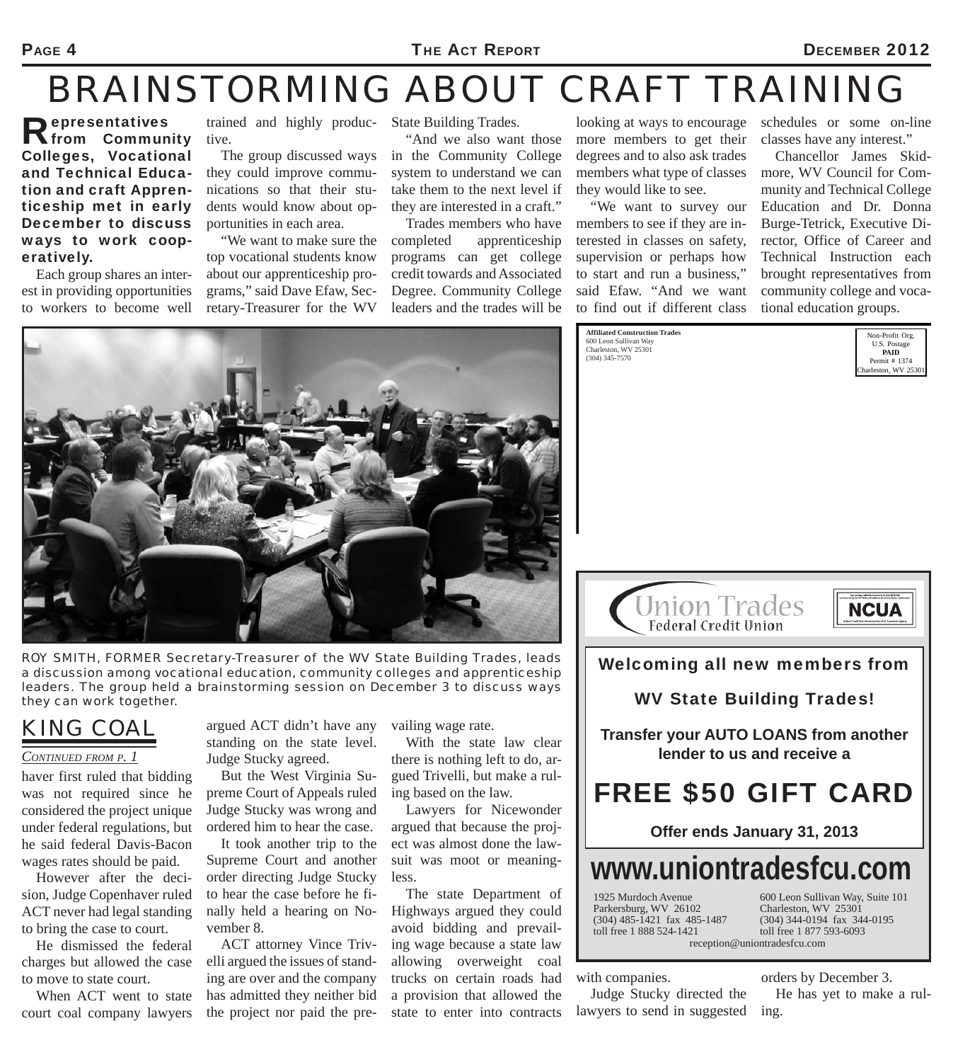# BRAINSTORMING ABOUT CRAFT TRAINING

**Representatives from Community Colleges, Vocational and Technical Education and craft Apprenticeship met in early December to discuss ways to work cooperatively.**

Each group shares an interest in providing opportunities to workers to become well trained and highly productive.

The group discussed ways they could improve communications so that their students would know about opportunities in each area.

"We want to make sure the top vocational students know about our apprenticeship programs," said Dave Efaw, Secretary-Treasurer for the WV State Building Trades.

"And we also want those in the Community College system to understand we can take them to the next level if they are interested in a craft."

Trades members who have completed apprenticeship programs can get college credit towards and Associated Degree. Community College leaders and the trades will be looking at ways to encourage more members to get their degrees and to also ask trades members what type of classes they would like to see.

"We want to survey our members to see if they are interested in classes on safety, supervision or perhaps how to start and run a business," said Efaw. "And we want to find out if different class schedules or some on-line classes have any interest."

Chancellor James Skidmore, WV Council for Community and Technical College Education and Dr. Donna Burge-Tetrick, Executive Director, Office of Career and Technical Instruction each brought representatives from community college and vocational education groups.

ROY SMITH, FORMER Secretary-Treasurer of the WV State Building Trades, leads a discussion among vocational education, community colleges and apprenticeship leaders. The group held a brainstorming session on December 3 to discuss ways they can work together.

**Affiliated Construction Trades**
600 Leon Sullivan Way
Charleston, WV 25301
(304) 345-7570

Non-Profit Org.
U.S. Postage
**PAID**
Permit # 1374
Charleston, WV 25301

## KING COAL

*CONTINUED FROM P. 1*

haver first ruled that bidding was not required since he considered the project unique under federal regulations, but he said federal Davis-Bacon wages rates should be paid.

However after the decision, Judge Copenhaver ruled ACT never had legal standing to bring the case to court.

He dismissed the federal charges but allowed the case to move to state court.

When ACT went to state court coal company lawyers argued ACT didn't have any standing on the state level. Judge Stucky agreed.

But the West Virginia Supreme Court of Appeals ruled Judge Stucky was wrong and ordered him to hear the case.

It took another trip to the Supreme Court and another order directing Judge Stucky to hear the case before he finally held a hearing on November 8.

ACT attorney Vince Trivelli argued the issues of standing are over and the company has admitted they neither bid the project nor paid the prevailing wage rate.

With the state law clear there is nothing left to do, argued Trivelli, but make a ruling based on the law.

Lawyers for Nicewonder argued that because the project was almost done the lawsuit was moot or meaningless.

The state Department of Highways argued they could avoid bidding and prevailing wage because a state law allowing overweight coal trucks on certain roads had a provision that allowed the state to enter into contracts with companies.

Judge Stucky directed the lawyers to send in suggested orders by December 3.

He has yet to make a ruling.

Union Trades Federal Credit Union

NCUA

**Welcoming all new members from WV State Building Trades!**

**Transfer your AUTO LOANS from another lender to us and receive a**

**FREE $50 GIFT CARD**

**Offer ends January 31, 2013**

**www.uniontradesfcu.com**

1925 Murdoch Avenue
Parkersburg, WV 26102
(304) 485-1421 fax 485-1487
toll free 1 888 524-1421

600 Leon Sullivan Way, Suite 101
Charleston, WV 25301
(304) 344-0194 fax 344-0195
toll free 1 877 593-6093

reception@uniontradesfcu.com